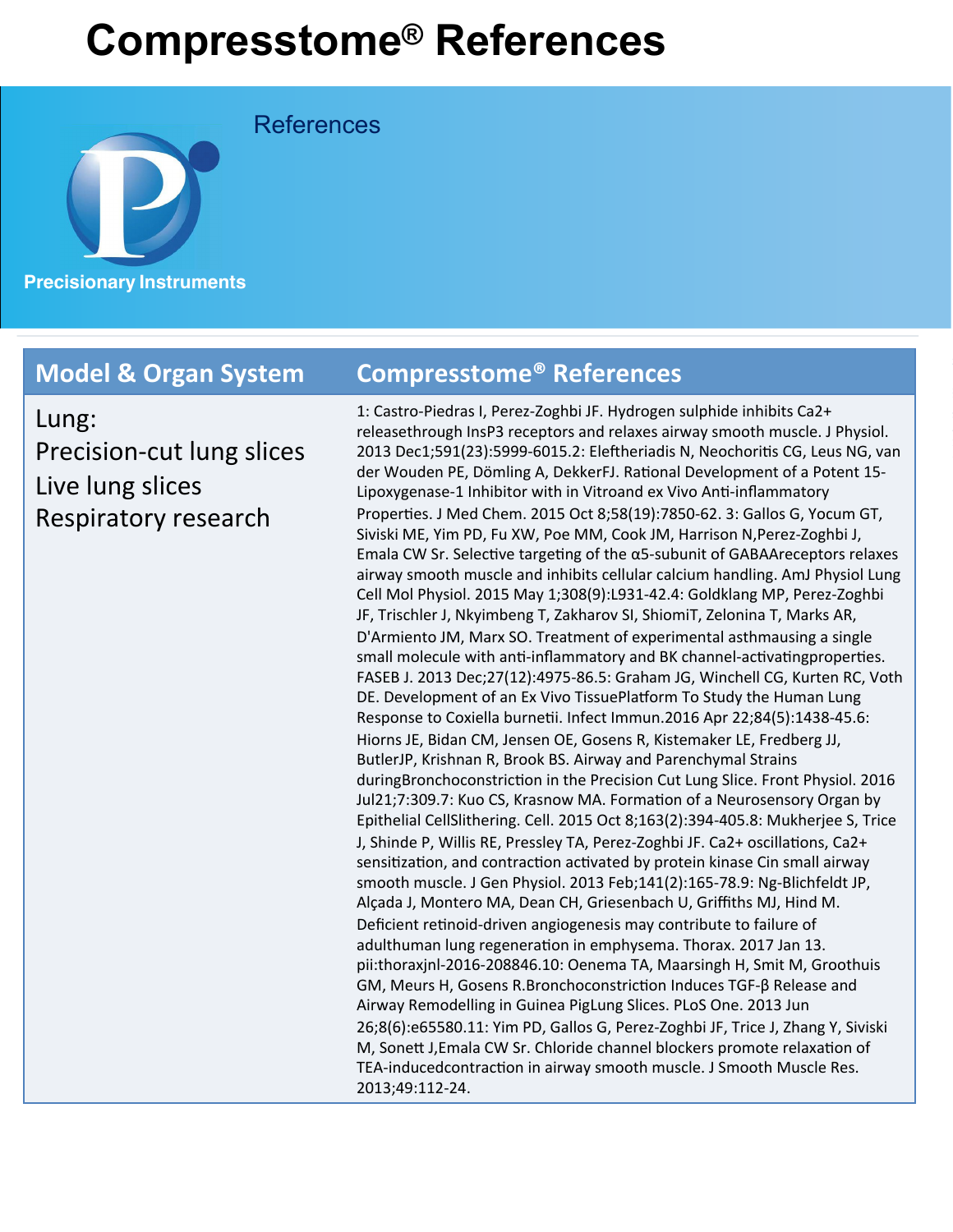# Compresstome® References

References

Precisionary Instruments

| Model & Organ System | Compresstome® References |
|---|---|
| Lung:<br>Precision-cut lung slices<br>Live lung slices<br>Respiratory research | 1: Castro-Piedras I, Perez-Zoghbi JF. Hydrogen sulphide inhibits Ca2+ releasethrough InsP3 receptors and relaxes airway smooth muscle. J Physiol. 2013 Dec1;591(23):5999-6015.2: Eleftheriadis N, Neochoritis CG, Leus NG, van der Wouden PE, Dömling A, DekkerFJ. Rational Development of a Potent 15-Lipoxygenase-1 Inhibitor with in Vitroand ex Vivo Anti-inflammatory Properties. J Med Chem. 2015 Oct 8;58(19):7850-62. 3: Gallos G, Yocum GT, Siviski ME, Yim PD, Fu XW, Poe MM, Cook JM, Harrison N,Perez-Zoghbi J, Emala CW Sr. Selective targeting of the α5-subunit of GABAAreceptors relaxes airway smooth muscle and inhibits cellular calcium handling. AmJ Physiol Lung Cell Mol Physiol. 2015 May 1;308(9):L931-42.4: Goldklang MP, Perez-Zoghbi JF, Trischler J, Nkyimbeng T, Zakharov SI, ShiomiT, Zelonina T, Marks AR, D'Armiento JM, Marx SO. Treatment of experimental asthmausing a single small molecule with anti-inflammatory and BK channel-activatingproperties. FASEB J. 2013 Dec;27(12):4975-86.5: Graham JG, Winchell CG, Kurten RC, Voth DE. Development of an Ex Vivo TissuePlatform To Study the Human Lung Response to Coxiella burnetii. Infect Immun.2016 Apr 22;84(5):1438-45.6: Hiorns JE, Bidan CM, Jensen OE, Gosens R, Kistemaker LE, Fredberg JJ, ButlerJP, Krishnan R, Brook BS. Airway and Parenchymal Strains duringBronchoconstriction in the Precision Cut Lung Slice. Front Physiol. 2016 Jul21;7:309.7: Kuo CS, Krasnow MA. Formation of a Neurosensory Organ by Epithelial CellSlithering. Cell. 2015 Oct 8;163(2):394-405.8: Mukherjee S, Trice J, Shinde P, Willis RE, Pressley TA, Perez-Zoghbi JF. Ca2+ oscillations, Ca2+ sensitization, and contraction activated by protein kinase Cin small airway smooth muscle. J Gen Physiol. 2013 Feb;141(2):165-78.9: Ng-Blichfeldt JP, Alçada J, Montero MA, Dean CH, Griesenbach U, Griffiths MJ, Hind M. Deficient retinoid-driven angiogenesis may contribute to failure of adulthuman lung regeneration in emphysema. Thorax. 2017 Jan 13. pii:thoraxjnl-2016-208846.10: Oenema TA, Maarsingh H, Smit M, Groothuis GM, Meurs H, Gosens R.Bronchoconstriction Induces TGF-β Release and Airway Remodelling in Guinea PigLung Slices. PLoS One. 2013 Jun 26;8(6):e65580.11: Yim PD, Gallos G, Perez-Zoghbi JF, Trice J, Zhang Y, Siviski M, Sonett J,Emala CW Sr. Chloride channel blockers promote relaxation of TEA-inducedcontraction in airway smooth muscle. J Smooth Muscle Res. 2013;49:112-24. |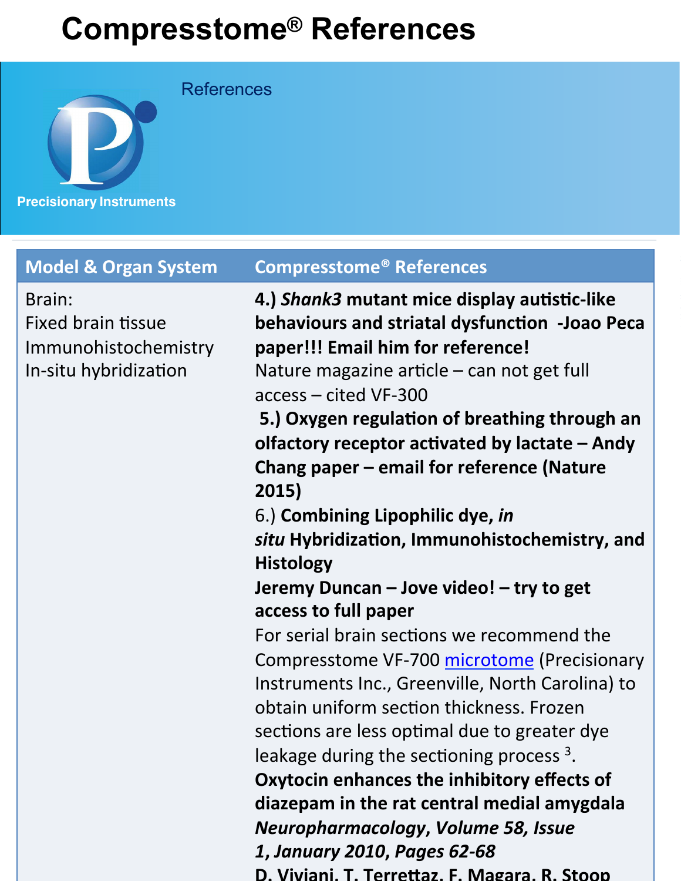# Compresstome® References

References

Precisionary Instruments

| Model & Organ System | Compresstome® References |
| --- | --- |
| Brain:<br>Fixed brain tissue<br>Immunohistochemistry<br>In-situ hybridization | **4.) *Shank3* mutant mice display autistic-like behaviours and striatal dysfunction -Joao Peca paper!!! Email him for reference!**<br>Nature magazine article – can not get full access – cited VF-300<br>**5.) Oxygen regulation of breathing through an olfactory receptor activated by lactate – Andy Chang paper – email for reference (Nature 2015)**<br>6.) **Combining Lipophilic dye, *in situ* Hybridization, Immunohistochemistry, and Histology**<br>**Jeremy Duncan – Jove video! – try to get access to full paper**<br>For serial brain sections we recommend the Compresstome VF-700 microtome (Precisionary Instruments Inc., Greenville, North Carolina) to obtain uniform section thickness. Frozen sections are less optimal due to greater dye leakage during the sectioning process [3].<br>**Oxytocin enhances the inhibitory effects of diazepam in the rat central medial amygdala**<br>***Neuropharmacology*, *Volume 58, Issue 1, January 2010, Pages 62-68***<br>**D. Viviani, T. Terrettaz, F. Magara, R. Stoop** |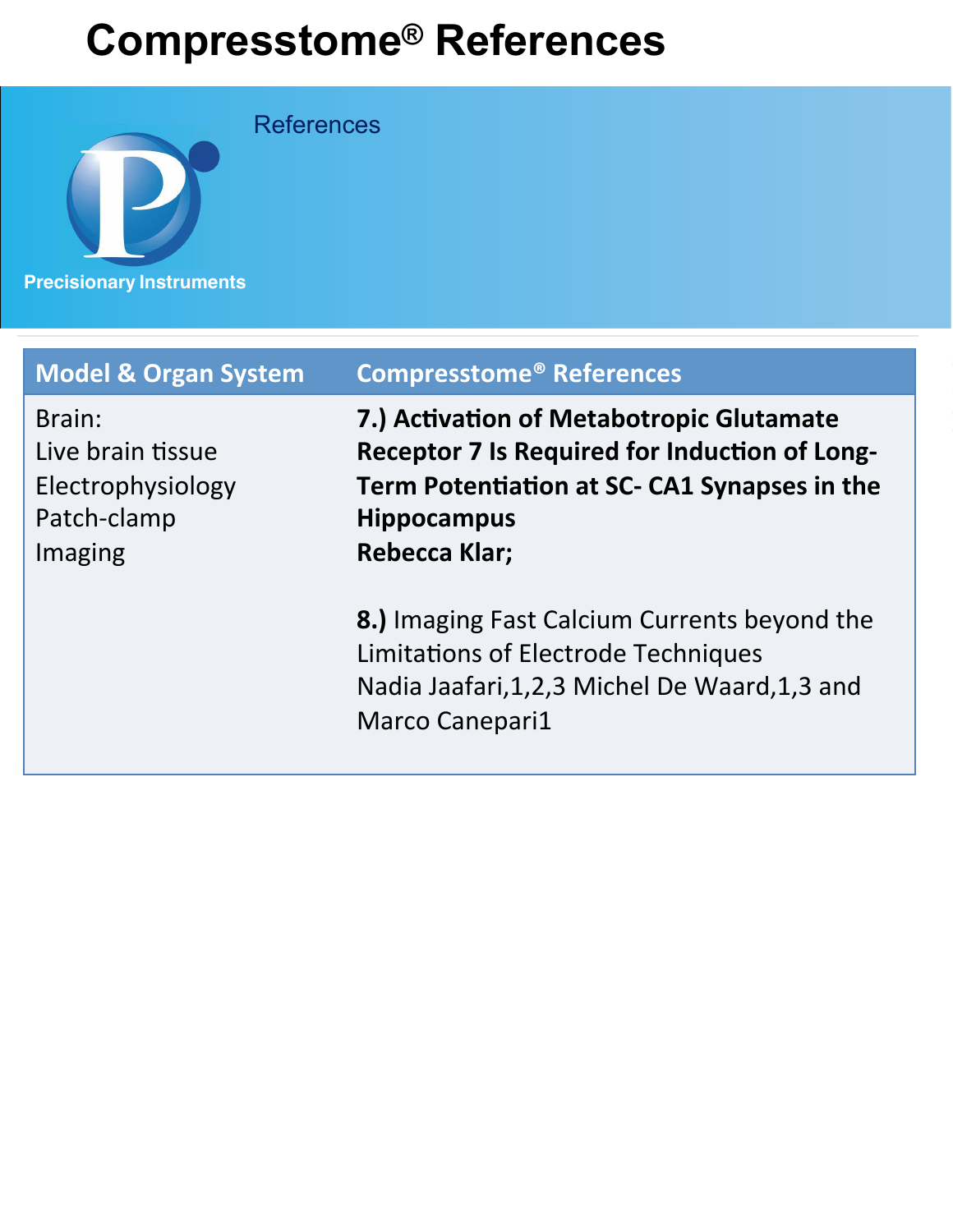# Compresstome® References

References

Precisionary Instruments

| Model & Organ System | Compresstome® References |
| --- | --- |
| Brain:<br>Live brain tissue<br>Electrophysiology<br>Patch-clamp<br>Imaging | **7.) Activation of Metabotropic Glutamate Receptor 7 Is Required for Induction of Long-Term Potentiation at SC- CA1 Synapses in the Hippocampus**<br>**Rebecca Klar;**<br><br>**8.)** Imaging Fast Calcium Currents beyond the Limitations of Electrode Techniques<br>Nadia Jaafari,1,2,3 Michel De Waard,1,3 and Marco Canepari1 |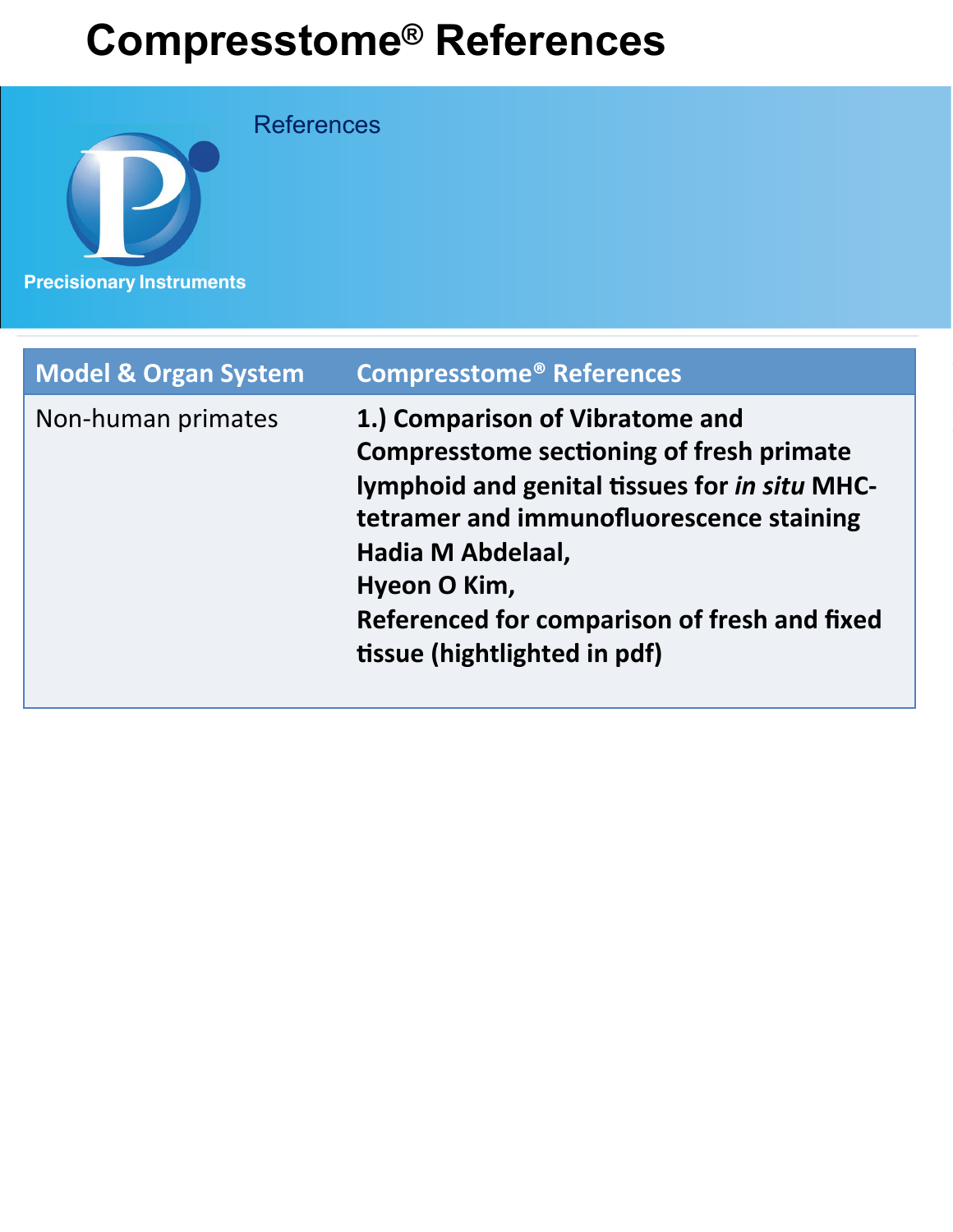# Compresstome® References

References

Precisionary Instruments

| Model & Organ System | Compresstome® References |
| --- | --- |
| Non-human primates | **1.) Comparison of Vibratome and Compresstome sectioning of fresh primate lymphoid and genital tissues for *in situ* MHC-tetramer and immunofluorescence staining Hadia M Abdelaal, Hyeon O Kim, Referenced for comparison of fresh and fixed tissue (hightlighted in pdf)** |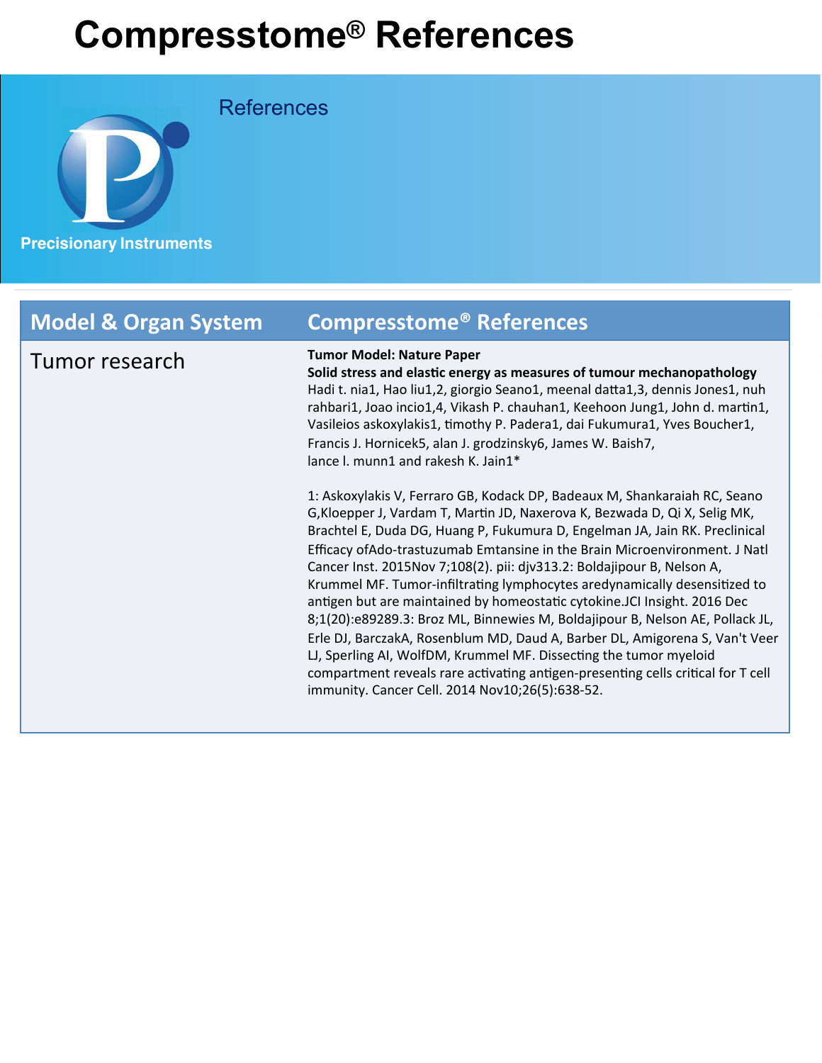# Compresstome® References

References

Precisionary Instruments

| Model & Organ System | Compresstome® References |
|---|---|
| Tumor research | **Tumor Model: Nature Paper**<br>**Solid stress and elastic energy as measures of tumour mechanopathology**<br>Hadi t. nia1, Hao liu1,2, giorgio Seano1, meenal datta1,3, dennis Jones1, nuh rahbari1, Joao incio1,4, Vikash P. chauhan1, Keehoon Jung1, John d. martin1, Vasileios askoxylakis1, timothy P. Padera1, dai Fukumura1, Yves Boucher1, Francis J. Hornicek5, alan J. grodzinsky6, James W. Baish7, lance l. munn1 and rakesh K. Jain1*<br><br>1: Askoxylakis V, Ferraro GB, Kodack DP, Badeaux M, Shankaraiah RC, Seano G,Kloepper J, Vardam T, Martin JD, Naxerova K, Bezwada D, Qi X, Selig MK, Brachtel E, Duda DG, Huang P, Fukumura D, Engelman JA, Jain RK. Preclinical Efficacy ofAdo-trastuzumab Emtansine in the Brain Microenvironment. J Natl Cancer Inst. 2015Nov 7;108(2). pii: djv313.2: Boldajipour B, Nelson A, Krummel MF. Tumor-infiltrating lymphocytes aredynamically desensitized to antigen but are maintained by homeostatic cytokine.JCI Insight. 2016 Dec 8;1(20):e89289.3: Broz ML, Binnewies M, Boldajipour B, Nelson AE, Pollack JL, Erle DJ, BarczakA, Rosenblum MD, Daud A, Barber DL, Amigorena S, Van't Veer LJ, Sperling AI, WolfDM, Krummel MF. Dissecting the tumor myeloid compartment reveals rare activating antigen-presenting cells critical for T cell immunity. Cancer Cell. 2014 Nov10;26(5):638-52. |